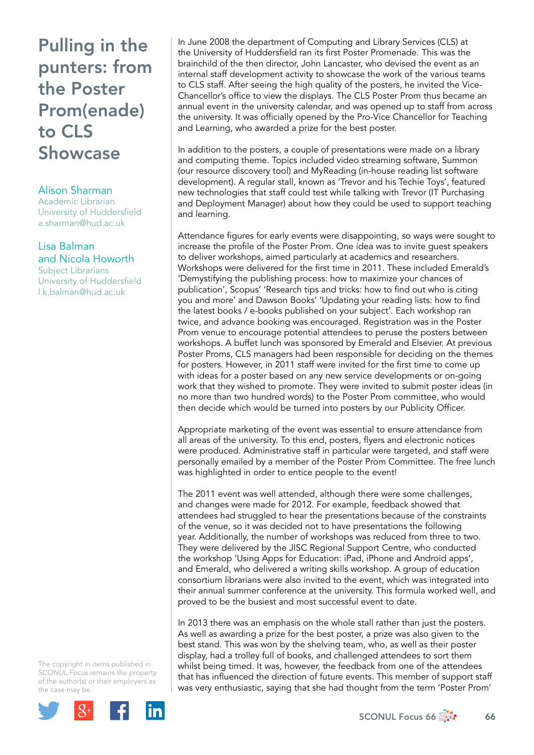# Pulling in the punters: from the Poster Prom(enade) to CLS Showcase

**Alison Sharman**
Academic Librarian
University of Huddersfield
a.sharman@hud.ac.uk

**Lisa Balman and Nicola Howorth**
Subject Librarians
University of Huddersfield
l.k.balman@hud.ac.uk

The copyright in items published in *SCONUL Focus* remains the property of the author(s) or their employers as the case may be.

In June 2008 the department of Computing and Library Services (CLS) at the University of Huddersfield ran its first Poster Promenade. This was the brainchild of the then director, John Lancaster, who devised the event as an internal staff development activity to showcase the work of the various teams to CLS staff. After seeing the high quality of the posters, he invited the Vice-Chancellor's office to view the displays. The CLS Poster Prom thus became an annual event in the university calendar, and was opened up to staff from across the university. It was officially opened by the Pro-Vice Chancellor for Teaching and Learning, who awarded a prize for the best poster.

In addition to the posters, a couple of presentations were made on a library and computing theme. Topics included video streaming software, Summon (our resource discovery tool) and MyReading (in-house reading list software development). A regular stall, known as 'Trevor and his Techie Toys', featured new technologies that staff could test while talking with Trevor (IT Purchasing and Deployment Manager) about how they could be used to support teaching and learning.

Attendance figures for early events were disappointing, so ways were sought to increase the profile of the Poster Prom. One idea was to invite guest speakers to deliver workshops, aimed particularly at academics and researchers. Workshops were delivered for the first time in 2011. These included Emerald's 'Demystifying the publishing process: how to maximize your chances of publication', Scopus' 'Research tips and tricks: how to find out who is citing you and more' and Dawson Books' 'Updating your reading lists: how to find the latest books / e-books published on your subject'. Each workshop ran twice, and advance booking was encouraged. Registration was in the Poster Prom venue to encourage potential attendees to peruse the posters between workshops. A buffet lunch was sponsored by Emerald and Elsevier. At previous Poster Proms, CLS managers had been responsible for deciding on the themes for posters. However, in 2011 staff were invited for the first time to come up with ideas for a poster based on any new service developments or on-going work that they wished to promote. They were invited to submit poster ideas (in no more than two hundred words) to the Poster Prom committee, who would then decide which would be turned into posters by our Publicity Officer.

Appropriate marketing of the event was essential to ensure attendance from all areas of the university. To this end, posters, flyers and electronic notices were produced. Administrative staff in particular were targeted, and staff were personally emailed by a member of the Poster Prom Committee. The free lunch was highlighted in order to entice people to the event!

The 2011 event was well attended, although there were some challenges, and changes were made for 2012. For example, feedback showed that attendees had struggled to hear the presentations because of the constraints of the venue, so it was decided not to have presentations the following year. Additionally, the number of workshops was reduced from three to two. They were delivered by the JISC Regional Support Centre, who conducted the workshop 'Using Apps for Education: iPad, iPhone and Android apps', and Emerald, who delivered a writing skills workshop. A group of education consortium librarians were also invited to the event, which was integrated into their annual summer conference at the university. This formula worked well, and proved to be the busiest and most successful event to date.

In 2013 there was an emphasis on the whole stall rather than just the posters. As well as awarding a prize for the best poster, a prize was also given to the best stand. This was won by the shelving team, who, as well as their poster display, had a trolley full of books, and challenged attendees to sort them whilst being timed. It was, however, the feedback from one of the attendees that has influenced the direction of future events. This member of support staff was very enthusiastic, saying that she had thought from the term 'Poster Prom'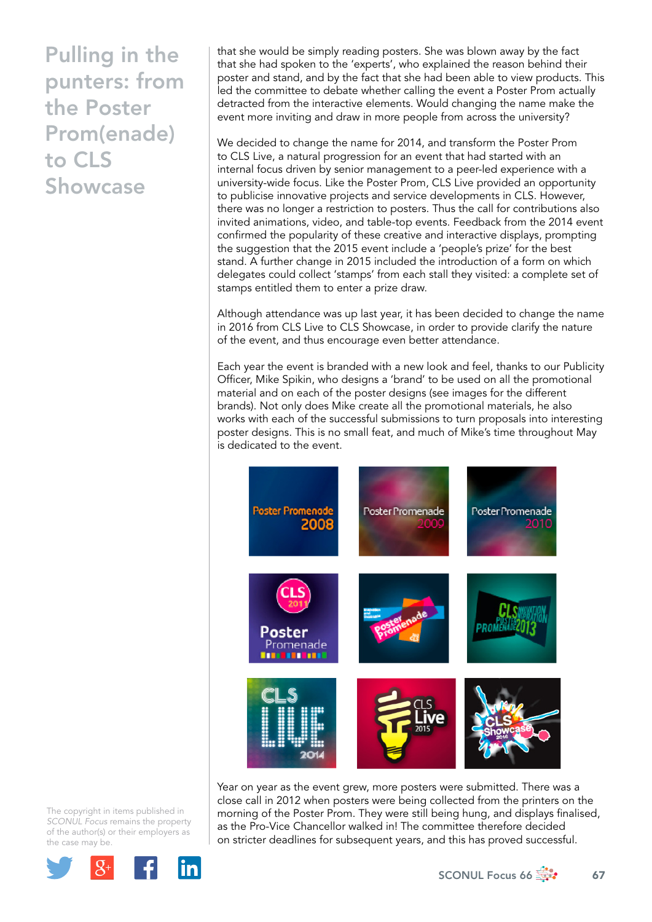# Pulling in the punters: from the Poster Prom(enade) to CLS Showcase

that she would be simply reading posters. She was blown away by the fact that she had spoken to the 'experts', who explained the reason behind their poster and stand, and by the fact that she had been able to view products. This led the committee to debate whether calling the event a Poster Prom actually detracted from the interactive elements. Would changing the name make the event more inviting and draw in more people from across the university?

We decided to change the name for 2014, and transform the Poster Prom to CLS Live, a natural progression for an event that had started with an internal focus driven by senior management to a peer-led experience with a university-wide focus. Like the Poster Prom, CLS Live provided an opportunity to publicise innovative projects and service developments in CLS. However, there was no longer a restriction to posters. Thus the call for contributions also invited animations, video, and table-top events. Feedback from the 2014 event confirmed the popularity of these creative and interactive displays, prompting the suggestion that the 2015 event include a 'people's prize' for the best stand. A further change in 2015 included the introduction of a form on which delegates could collect 'stamps' from each stall they visited: a complete set of stamps entitled them to enter a prize draw.

Although attendance was up last year, it has been decided to change the name in 2016 from CLS Live to CLS Showcase, in order to provide clarify the nature of the event, and thus encourage even better attendance.

Each year the event is branded with a new look and feel, thanks to our Publicity Officer, Mike Spikin, who designs a 'brand' to be used on all the promotional material and on each of the poster designs (see images for the different brands). Not only does Mike create all the promotional materials, he also works with each of the successful submissions to turn proposals into interesting poster designs. This is no small feat, and much of Mike's time throughout May is dedicated to the event.

Year on year as the event grew, more posters were submitted. There was a close call in 2012 when posters were being collected from the printers on the morning of the Poster Prom. They were still being hung, and displays finalised, as the Pro-Vice Chancellor walked in! The committee therefore decided on stricter deadlines for subsequent years, and this has proved successful.

The copyright in items published in *SCONUL Focus* remains the property of the author(s) or their employers as the case may be.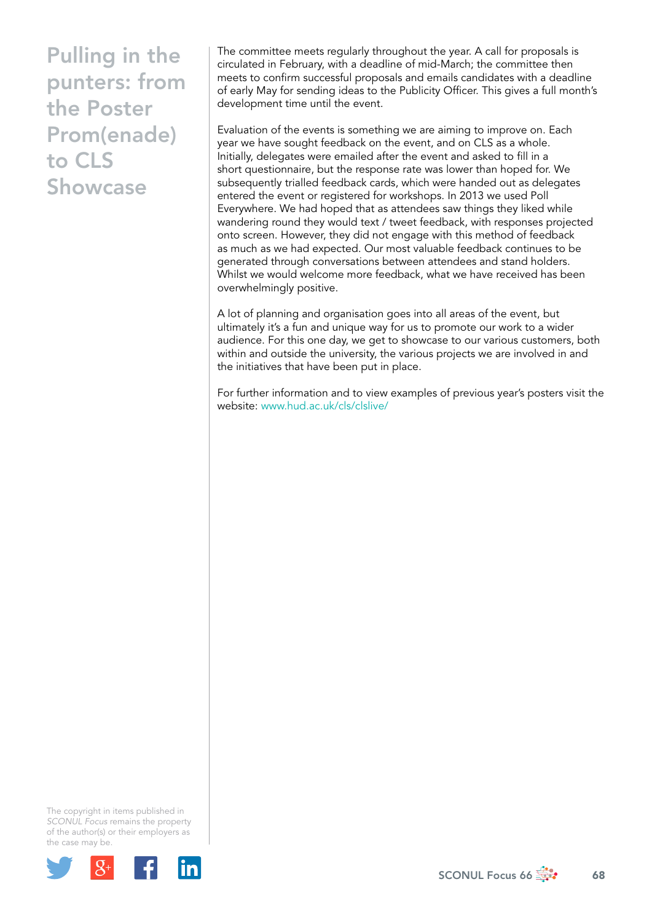The committee meets regularly throughout the year. A call for proposals is circulated in February, with a deadline of mid-March; the committee then meets to confirm successful proposals and emails candidates with a deadline of early May for sending ideas to the Publicity Officer. This gives a full month's development time until the event.

Evaluation of the events is something we are aiming to improve on. Each year we have sought feedback on the event, and on CLS as a whole. Initially, delegates were emailed after the event and asked to fill in a short questionnaire, but the response rate was lower than hoped for. We subsequently trialled feedback cards, which were handed out as delegates entered the event or registered for workshops. In 2013 we used Poll Everywhere. We had hoped that as attendees saw things they liked while wandering round they would text / tweet feedback, with responses projected onto screen. However, they did not engage with this method of feedback as much as we had expected. Our most valuable feedback continues to be generated through conversations between attendees and stand holders. Whilst we would welcome more feedback, what we have received has been overwhelmingly positive.

A lot of planning and organisation goes into all areas of the event, but ultimately it's a fun and unique way for us to promote our work to a wider audience. For this one day, we get to showcase to our various customers, both within and outside the university, the various projects we are involved in and the initiatives that have been put in place.

For further information and to view examples of previous year's posters visit the website: www.hud.ac.uk/cls/clslive/

The copyright in items published in *SCONUL Focus* remains the property of the author(s) or their employers as the case may be.